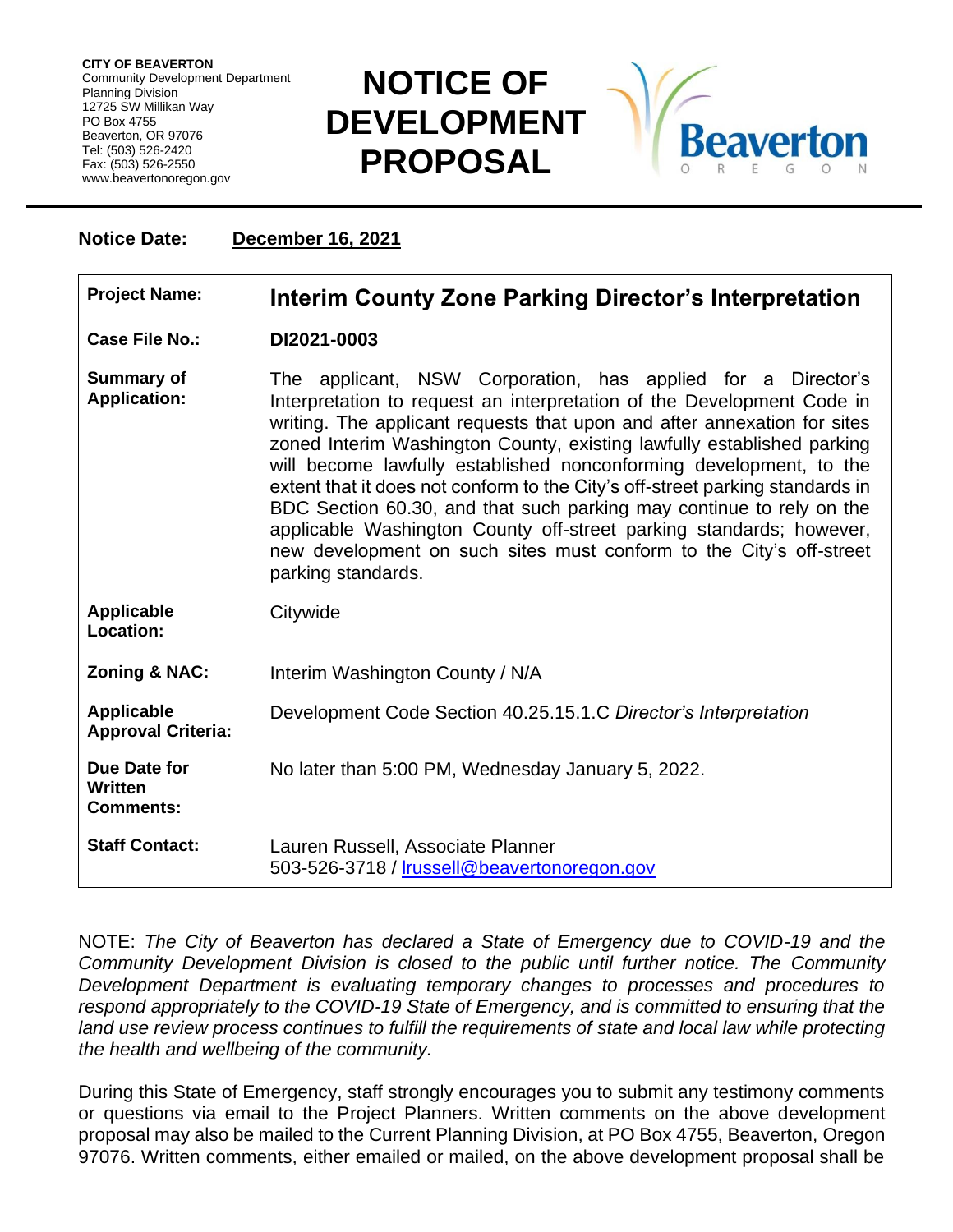**CITY OF BEAVERTON**
Community Development Department
Planning Division
12725 SW Millikan Way
PO Box 4755
Beaverton, OR 97076
Tel: (503) 526-2420
Fax: (503) 526-2550
www.beavertonoregon.gov

# NOTICE OF DEVELOPMENT PROPOSAL

**Notice Date:** **December 16, 2021**

| | |
|---|---|
| **Project Name:** | **Interim County Zone Parking Director's Interpretation** |
| **Case File No.:** | **DI2021-0003** |
| **Summary of Application:** | The applicant, NSW Corporation, has applied for a Director's Interpretation to request an interpretation of the Development Code in writing. The applicant requests that upon and after annexation for sites zoned Interim Washington County, existing lawfully established parking will become lawfully established nonconforming development, to the extent that it does not conform to the City's off-street parking standards in BDC Section 60.30, and that such parking may continue to rely on the applicable Washington County off-street parking standards; however, new development on such sites must conform to the City's off-street parking standards. |
| **Applicable Location:** | Citywide |
| **Zoning & NAC:** | Interim Washington County / N/A |
| **Applicable Approval Criteria:** | Development Code Section 40.25.15.1.C *Director's Interpretation* |
| **Due Date for Written Comments:** | No later than 5:00 PM, Wednesday January 5, 2022. |
| **Staff Contact:** | Lauren Russell, Associate Planner<br>503-526-3718 / lrussell@beavertonoregon.gov |

NOTE: *The City of Beaverton has declared a State of Emergency due to COVID-19 and the Community Development Division is closed to the public until further notice. The Community Development Department is evaluating temporary changes to processes and procedures to respond appropriately to the COVID-19 State of Emergency, and is committed to ensuring that the land use review process continues to fulfill the requirements of state and local law while protecting the health and wellbeing of the community.*

During this State of Emergency, staff strongly encourages you to submit any testimony comments or questions via email to the Project Planners. Written comments on the above development proposal may also be mailed to the Current Planning Division, at PO Box 4755, Beaverton, Oregon 97076. Written comments, either emailed or mailed, on the above development proposal shall be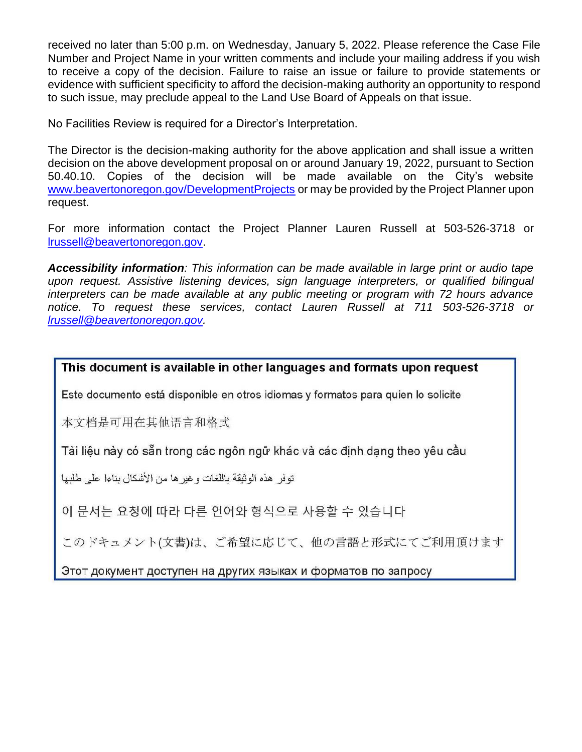received no later than 5:00 p.m. on Wednesday, January 5, 2022. Please reference the Case File Number and Project Name in your written comments and include your mailing address if you wish to receive a copy of the decision. Failure to raise an issue or failure to provide statements or evidence with sufficient specificity to afford the decision-making authority an opportunity to respond to such issue, may preclude appeal to the Land Use Board of Appeals on that issue.

No Facilities Review is required for a Director's Interpretation.

The Director is the decision-making authority for the above application and shall issue a written decision on the above development proposal on or around January 19, 2022, pursuant to Section 50.40.10. Copies of the decision will be made available on the City's website www.beavertonoregon.gov/DevelopmentProjects or may be provided by the Project Planner upon request.

For more information contact the Project Planner Lauren Russell at 503-526-3718 or lrussell@beavertonoregon.gov.

***Accessibility information****: This information can be made available in large print or audio tape upon request. Assistive listening devices, sign language interpreters, or qualified bilingual interpreters can be made available at any public meeting or program with 72 hours advance notice. To request these services, contact Lauren Russell at 711 503-526-3718 or lrussell@beavertonoregon.gov.*

**This document is available in other languages and formats upon request**

Este documento está disponible en otros idiomas y formatos para quien lo solicite

本文档是可用在其他语言和格式

Tài liệu này có sẵn trong các ngôn ngữ khác và các định dạng theo yêu cầu

توفر هذه الوثيقة باللغات وغيرها من الأشكال بناءا على طلبها

이 문서는 요청에 따라 다른 언어와 형식으로 사용할 수 있습니다

このドキュメント(文書)は、ご希望に応じて、他の言語と形式にてご利用頂けます

Этот документ доступен на других языках и форматов по запросу